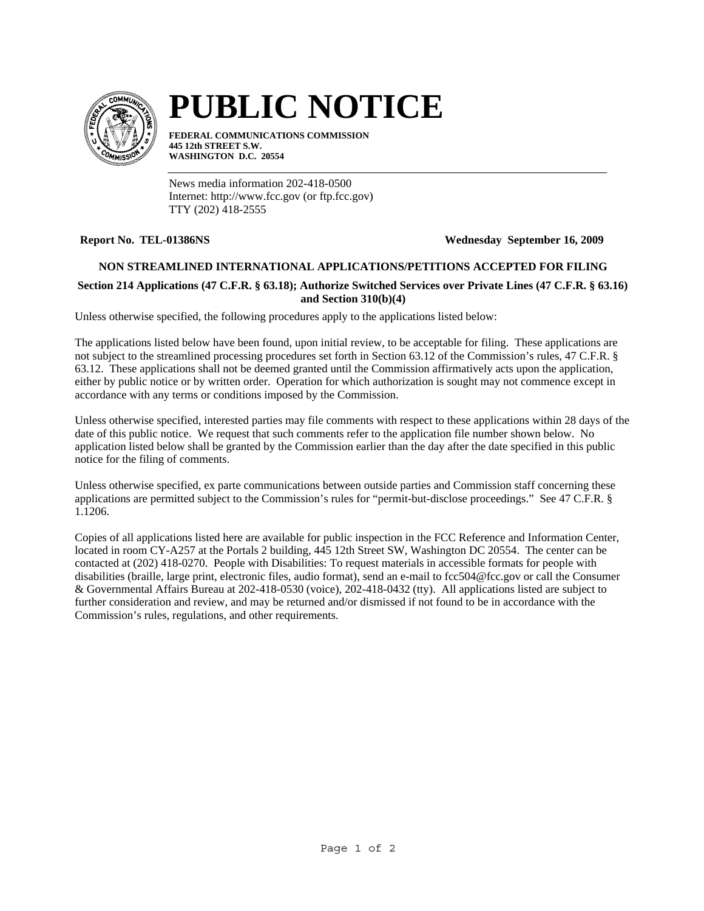# PUBLIC NOTICE

**FEDERAL COMMUNICATIONS COMMISSION**
**445 12th STREET S.W.**
**WASHINGTON D.C. 20554**

News media information 202-418-0500
Internet: http://www.fcc.gov (or ftp.fcc.gov)
TTY (202) 418-2555

**Report No. TEL-01386NS** **Wednesday September 16, 2009**

**NON STREAMLINED INTERNATIONAL APPLICATIONS/PETITIONS ACCEPTED FOR FILING**

**Section 214 Applications (47 C.F.R. § 63.18); Authorize Switched Services over Private Lines (47 C.F.R. § 63.16) and Section 310(b)(4)**

Unless otherwise specified, the following procedures apply to the applications listed below:

The applications listed below have been found, upon initial review, to be acceptable for filing. These applications are not subject to the streamlined processing procedures set forth in Section 63.12 of the Commission's rules, 47 C.F.R. § 63.12. These applications shall not be deemed granted until the Commission affirmatively acts upon the application, either by public notice or by written order. Operation for which authorization is sought may not commence except in accordance with any terms or conditions imposed by the Commission.

Unless otherwise specified, interested parties may file comments with respect to these applications within 28 days of the date of this public notice. We request that such comments refer to the application file number shown below. No application listed below shall be granted by the Commission earlier than the day after the date specified in this public notice for the filing of comments.

Unless otherwise specified, ex parte communications between outside parties and Commission staff concerning these applications are permitted subject to the Commission's rules for "permit-but-disclose proceedings." See 47 C.F.R. § 1.1206.

Copies of all applications listed here are available for public inspection in the FCC Reference and Information Center, located in room CY-A257 at the Portals 2 building, 445 12th Street SW, Washington DC 20554. The center can be contacted at (202) 418-0270. People with Disabilities: To request materials in accessible formats for people with disabilities (braille, large print, electronic files, audio format), send an e-mail to fcc504@fcc.gov or call the Consumer & Governmental Affairs Bureau at 202-418-0530 (voice), 202-418-0432 (tty). All applications listed are subject to further consideration and review, and may be returned and/or dismissed if not found to be in accordance with the Commission's rules, regulations, and other requirements.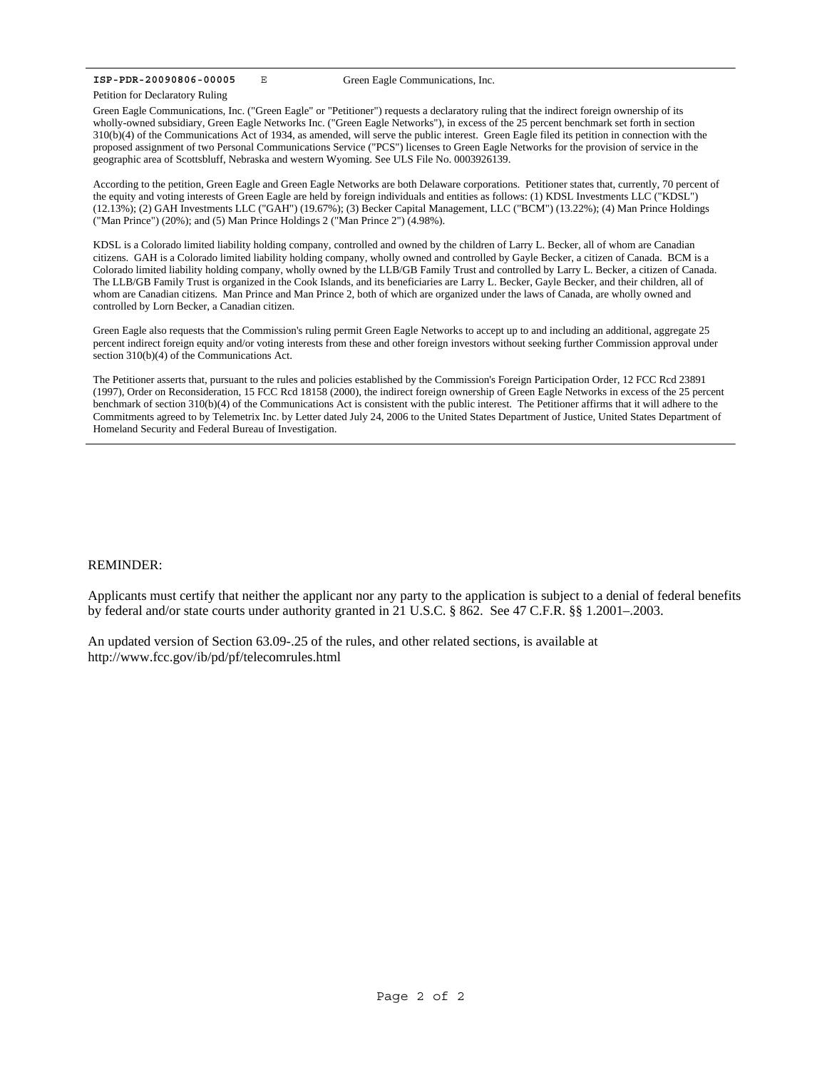**ISP-PDR-20090806-00005** E Green Eagle Communications, Inc.

Petition for Declaratory Ruling

Green Eagle Communications, Inc. ("Green Eagle" or "Petitioner") requests a declaratory ruling that the indirect foreign ownership of its wholly-owned subsidiary, Green Eagle Networks Inc. ("Green Eagle Networks"), in excess of the 25 percent benchmark set forth in section 310(b)(4) of the Communications Act of 1934, as amended, will serve the public interest. Green Eagle filed its petition in connection with the proposed assignment of two Personal Communications Service ("PCS") licenses to Green Eagle Networks for the provision of service in the geographic area of Scottsbluff, Nebraska and western Wyoming. See ULS File No. 0003926139.

According to the petition, Green Eagle and Green Eagle Networks are both Delaware corporations. Petitioner states that, currently, 70 percent of the equity and voting interests of Green Eagle are held by foreign individuals and entities as follows: (1) KDSL Investments LLC ("KDSL") (12.13%); (2) GAH Investments LLC ("GAH") (19.67%); (3) Becker Capital Management, LLC ("BCM") (13.22%); (4) Man Prince Holdings ("Man Prince") (20%); and (5) Man Prince Holdings 2 ("Man Prince 2") (4.98%).

KDSL is a Colorado limited liability holding company, controlled and owned by the children of Larry L. Becker, all of whom are Canadian citizens. GAH is a Colorado limited liability holding company, wholly owned and controlled by Gayle Becker, a citizen of Canada. BCM is a Colorado limited liability holding company, wholly owned by the LLB/GB Family Trust and controlled by Larry L. Becker, a citizen of Canada. The LLB/GB Family Trust is organized in the Cook Islands, and its beneficiaries are Larry L. Becker, Gayle Becker, and their children, all of whom are Canadian citizens. Man Prince and Man Prince 2, both of which are organized under the laws of Canada, are wholly owned and controlled by Lorn Becker, a Canadian citizen.

Green Eagle also requests that the Commission's ruling permit Green Eagle Networks to accept up to and including an additional, aggregate 25 percent indirect foreign equity and/or voting interests from these and other foreign investors without seeking further Commission approval under section 310(b)(4) of the Communications Act.

The Petitioner asserts that, pursuant to the rules and policies established by the Commission's Foreign Participation Order, 12 FCC Rcd 23891 (1997), Order on Reconsideration, 15 FCC Rcd 18158 (2000), the indirect foreign ownership of Green Eagle Networks in excess of the 25 percent benchmark of section 310(b)(4) of the Communications Act is consistent with the public interest. The Petitioner affirms that it will adhere to the Commitments agreed to by Telemetrix Inc. by Letter dated July 24, 2006 to the United States Department of Justice, United States Department of Homeland Security and Federal Bureau of Investigation.

REMINDER:

Applicants must certify that neither the applicant nor any party to the application is subject to a denial of federal benefits by federal and/or state courts under authority granted in 21 U.S.C. § 862. See 47 C.F.R. §§ 1.2001–.2003.

An updated version of Section 63.09-.25 of the rules, and other related sections, is available at http://www.fcc.gov/ib/pd/pf/telecomrules.html